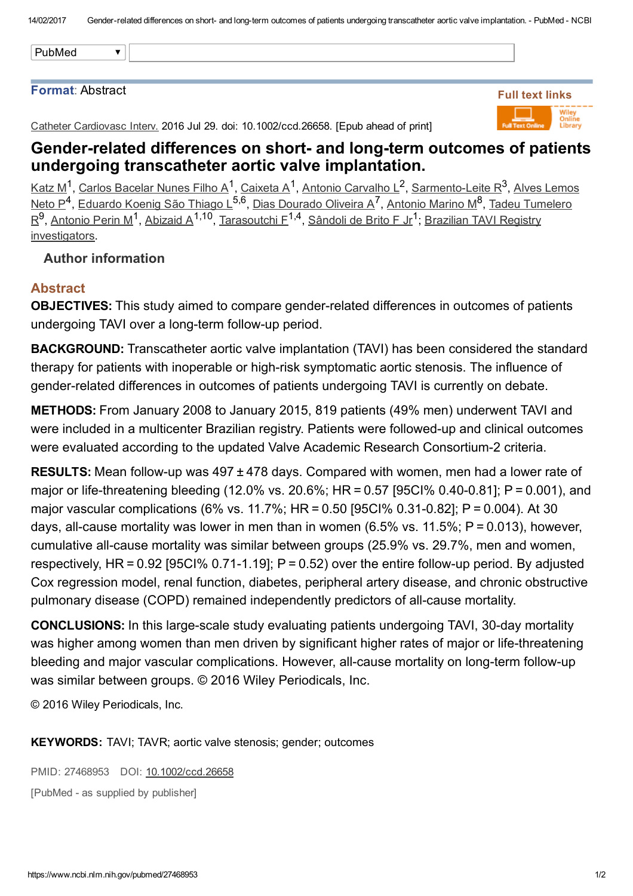PubMed

**Format**: Abstract

Full text links

Catheter Cardiovasc Interv. 2016 Jul 29. doi: 10.1002/ccd.26658. [Epub ahead of print]

# Gender-related differences on short- and long-term outcomes of patients undergoing transcatheter aortic valve implantation.

Katz M[1], Carlos Bacelar Nunes Filho A[1], Caixeta A[1], Antonio Carvalho L[2], Sarmento-Leite R[3], Alves Lemos Neto P[4], Eduardo Koenig São Thiago L[5,6], Dias Dourado Oliveira A[7], Antonio Marino M[8], Tadeu Tumelero R[9], Antonio Perin M[1], Abizaid A[1,10], Tarasoutchi F[1,4], Sândoli de Brito F Jr[1]; Brazilian TAVI Registry investigators.

Author information

## Abstract

**OBJECTIVES:** This study aimed to compare gender-related differences in outcomes of patients undergoing TAVI over a long-term follow-up period.

**BACKGROUND:** Transcatheter aortic valve implantation (TAVI) has been considered the standard therapy for patients with inoperable or high-risk symptomatic aortic stenosis. The influence of gender-related differences in outcomes of patients undergoing TAVI is currently on debate.

**METHODS:** From January 2008 to January 2015, 819 patients (49% men) underwent TAVI and were included in a multicenter Brazilian registry. Patients were followed-up and clinical outcomes were evaluated according to the updated Valve Academic Research Consortium-2 criteria.

**RESULTS:** Mean follow-up was 497 ± 478 days. Compared with women, men had a lower rate of major or life-threatening bleeding (12.0% vs. 20.6%; HR = 0.57 [95CI% 0.40-0.81]; P = 0.001), and major vascular complications (6% vs. 11.7%; HR = 0.50 [95CI% 0.31-0.82]; P = 0.004). At 30 days, all-cause mortality was lower in men than in women (6.5% vs. 11.5%; P = 0.013), however, cumulative all-cause mortality was similar between groups (25.9% vs. 29.7%, men and women, respectively, HR = 0.92 [95CI% 0.71-1.19]; P = 0.52) over the entire follow-up period. By adjusted Cox regression model, renal function, diabetes, peripheral artery disease, and chronic obstructive pulmonary disease (COPD) remained independently predictors of all-cause mortality.

**CONCLUSIONS:** In this large-scale study evaluating patients undergoing TAVI, 30-day mortality was higher among women than men driven by significant higher rates of major or life-threatening bleeding and major vascular complications. However, all-cause mortality on long-term follow-up was similar between groups. © 2016 Wiley Periodicals, Inc.

© 2016 Wiley Periodicals, Inc.

**KEYWORDS:** TAVI; TAVR; aortic valve stenosis; gender; outcomes

PMID: 27468953 DOI: 10.1002/ccd.26658

[PubMed - as supplied by publisher]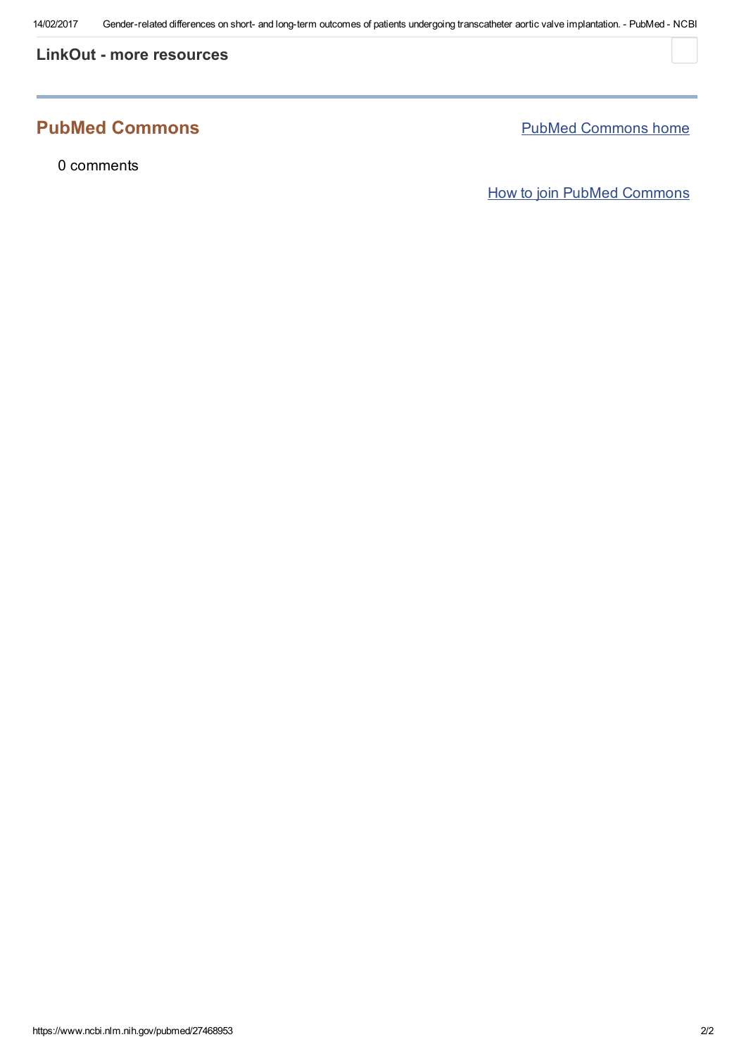## LinkOut - more resources

## PubMed Commons

PubMed Commons home

0 comments

How to join PubMed Commons